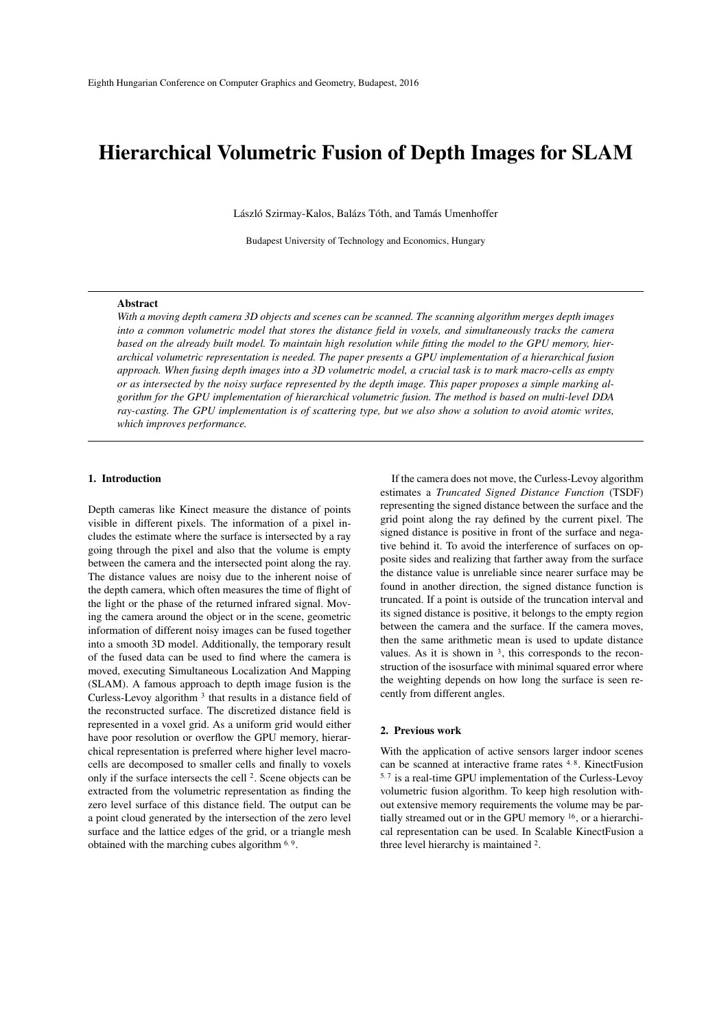# Hierarchical Volumetric Fusion of Depth Images for SLAM

László Szirmay-Kalos, Balázs Tóth, and Tamás Umenhoffer

Budapest University of Technology and Economics, Hungary

## Abstract

*With a moving depth camera 3D objects and scenes can be scanned. The scanning algorithm merges depth images into a common volumetric model that stores the distance field in voxels, and simultaneously tracks the camera based on the already built model. To maintain high resolution while fitting the model to the GPU memory, hierarchical volumetric representation is needed. The paper presents a GPU implementation of a hierarchical fusion approach. When fusing depth images into a 3D volumetric model, a crucial task is to mark macro-cells as empty or as intersected by the noisy surface represented by the depth image. This paper proposes a simple marking algorithm for the GPU implementation of hierarchical volumetric fusion. The method is based on multi-level DDA ray-casting. The GPU implementation is of scattering type, but we also show a solution to avoid atomic writes, which improves performance.*

## 1. Introduction

Depth cameras like Kinect measure the distance of points visible in different pixels. The information of a pixel includes the estimate where the surface is intersected by a ray going through the pixel and also that the volume is empty between the camera and the intersected point along the ray. The distance values are noisy due to the inherent noise of the depth camera, which often measures the time of flight of the light or the phase of the returned infrared signal. Moving the camera around the object or in the scene, geometric information of different noisy images can be fused together into a smooth 3D model. Additionally, the temporary result of the fused data can be used to find where the camera is moved, executing Simultaneous Localization And Mapping (SLAM). A famous approach to depth image fusion is the Curless-Levoy algorithm [3] that results in a distance field of the reconstructed surface. The discretized distance field is represented in a voxel grid. As a uniform grid would either have poor resolution or overflow the GPU memory, hierarchical representation is preferred where higher level macrocells are decomposed to smaller cells and finally to voxels only if the surface intersects the cell [2]. Scene objects can be extracted from the volumetric representation as finding the zero level surface of this distance field. The output can be a point cloud generated by the intersection of the zero level surface and the lattice edges of the grid, or a triangle mesh obtained with the marching cubes algorithm [6, 9].

If the camera does not move, the Curless-Levoy algorithm estimates a *Truncated Signed Distance Function* (TSDF) representing the signed distance between the surface and the grid point along the ray defined by the current pixel. The signed distance is positive in front of the surface and negative behind it. To avoid the interference of surfaces on opposite sides and realizing that farther away from the surface the distance value is unreliable since nearer surface may be found in another direction, the signed distance function is truncated. If a point is outside of the truncation interval and its signed distance is positive, it belongs to the empty region between the camera and the surface. If the camera moves, then the same arithmetic mean is used to update distance values. As it is shown in [3], this corresponds to the reconstruction of the isosurface with minimal squared error where the weighting depends on how long the surface is seen recently from different angles.

## 2. Previous work

With the application of active sensors larger indoor scenes can be scanned at interactive frame rates [4, 8]. KinectFusion [5, 7] is a real-time GPU implementation of the Curless-Levoy volumetric fusion algorithm. To keep high resolution without extensive memory requirements the volume may be partially streamed out or in the GPU memory [16], or a hierarchical representation can be used. In Scalable KinectFusion a three level hierarchy is maintained [2].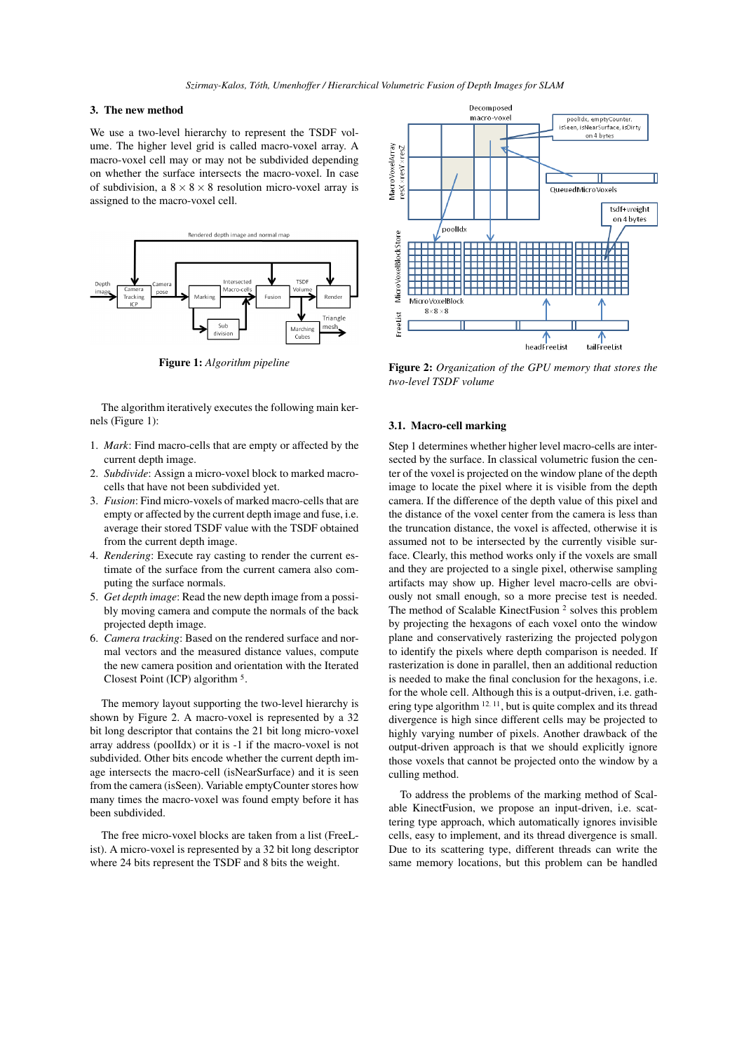## 3. The new method

We use a two-level hierarchy to represent the TSDF volume. The higher level grid is called macro-voxel array. A macro-voxel cell may or may not be subdivided depending on whether the surface intersects the macro-voxel. In case of subdivision, a $8 \times 8 \times 8$ resolution micro-voxel array is assigned to the macro-voxel cell.

**Figure 1:** *Algorithm pipeline*

The algorithm iteratively executes the following main kernels (Figure 1):

1. *Mark*: Find macro-cells that are empty or affected by the current depth image.
2. *Subdivide*: Assign a micro-voxel block to marked macro-cells that have not been subdivided yet.
3. *Fusion*: Find micro-voxels of marked macro-cells that are empty or affected by the current depth image and fuse, i.e. average their stored TSDF value with the TSDF obtained from the current depth image.
4. *Rendering*: Execute ray casting to render the current estimate of the surface from the current camera also computing the surface normals.
5. *Get depth image*: Read the new depth image from a possibly moving camera and compute the normals of the back projected depth image.
6. *Camera tracking*: Based on the rendered surface and normal vectors and the measured distance values, compute the new camera position and orientation with the Iterated Closest Point (ICP) algorithm [5].

The memory layout supporting the two-level hierarchy is shown by Figure 2. A macro-voxel is represented by a 32 bit long descriptor that contains the 21 bit long micro-voxel array address (poolIdx) or it is -1 if the macro-voxel is not subdivided. Other bits encode whether the current depth image intersects the macro-cell (isNearSurface) and it is seen from the camera (isSeen). Variable emptyCounter stores how many times the macro-voxel was found empty before it has been subdivided.

The free micro-voxel blocks are taken from a list (FreeList). A micro-voxel is represented by a 32 bit long descriptor where 24 bits represent the TSDF and 8 bits the weight.

**Figure 2:** *Organization of the GPU memory that stores the two-level TSDF volume*

### 3.1. Macro-cell marking

Step 1 determines whether higher level macro-cells are intersected by the surface. In classical volumetric fusion the center of the voxel is projected on the window plane of the depth image to locate the pixel where it is visible from the depth camera. If the difference of the depth value of this pixel and the distance of the voxel center from the camera is less than the truncation distance, the voxel is affected, otherwise it is assumed not to be intersected by the currently visible surface. Clearly, this method works only if the voxels are small and they are projected to a single pixel, otherwise sampling artifacts may show up. Higher level macro-cells are obviously not small enough, so a more precise test is needed. The method of Scalable KinectFusion [2] solves this problem by projecting the hexagons of each voxel onto the window plane and conservatively rasterizing the projected polygon to identify the pixels where depth comparison is needed. If rasterization is done in parallel, then an additional reduction is needed to make the final conclusion for the hexagons, i.e. for the whole cell. Although this is a output-driven, i.e. gathering type algorithm [12, 11], but is quite complex and its thread divergence is high since different cells may be projected to highly varying number of pixels. Another drawback of the output-driven approach is that we should explicitly ignore those voxels that cannot be projected onto the window by a culling method.

To address the problems of the marking method of Scalable KinectFusion, we propose an input-driven, i.e. scattering type approach, which automatically ignores invisible cells, easy to implement, and its thread divergence is small. Due to its scattering type, different threads can write the same memory locations, but this problem can be handled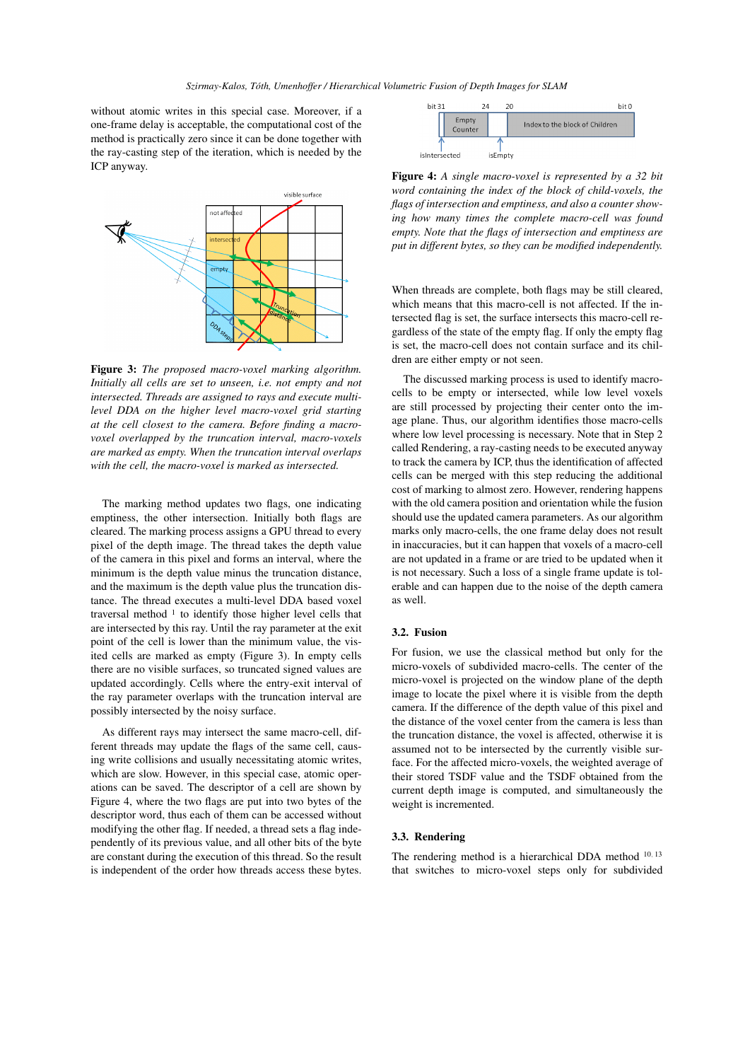without atomic writes in this special case. Moreover, if a one-frame delay is acceptable, the computational cost of the method is practically zero since it can be done together with the ray-casting step of the iteration, which is needed by the ICP anyway.

**Figure 3:** *The proposed macro-voxel marking algorithm. Initially all cells are set to unseen, i.e. not empty and not intersected. Threads are assigned to rays and execute multi-level DDA on the higher level macro-voxel grid starting at the cell closest to the camera. Before finding a macro-voxel overlapped by the truncation interval, macro-voxels are marked as empty. When the truncation interval overlaps with the cell, the macro-voxel is marked as intersected.*

The marking method updates two flags, one indicating emptiness, the other intersection. Initially both flags are cleared. The marking process assigns a GPU thread to every pixel of the depth image. The thread takes the depth value of the camera in this pixel and forms an interval, where the minimum is the depth value minus the truncation distance, and the maximum is the depth value plus the truncation distance. The thread executes a multi-level DDA based voxel traversal method [1] to identify those higher level cells that are intersected by this ray. Until the ray parameter at the exit point of the cell is lower than the minimum value, the visited cells are marked as empty (Figure 3). In empty cells there are no visible surfaces, so truncated signed values are updated accordingly. Cells where the entry-exit interval of the ray parameter overlaps with the truncation interval are possibly intersected by the noisy surface.

As different rays may intersect the same macro-cell, different threads may update the flags of the same cell, causing write collisions and usually necessitating atomic writes, which are slow. However, in this special case, atomic operations can be saved. The descriptor of a cell are shown by Figure 4, where the two flags are put into two bytes of the descriptor word, thus each of them can be accessed without modifying the other flag. If needed, a thread sets a flag independently of its previous value, and all other bits of the byte are constant during the execution of this thread. So the result is independent of the order how threads access these bytes.

**Figure 4:** *A single macro-voxel is represented by a 32 bit word containing the index of the block of child-voxels, the flags of intersection and emptiness, and also a counter showing how many times the complete macro-cell was found empty. Note that the flags of intersection and emptiness are put in different bytes, so they can be modified independently.*

When threads are complete, both flags may be still cleared, which means that this macro-cell is not affected. If the intersected flag is set, the surface intersects this macro-cell regardless of the state of the empty flag. If only the empty flag is set, the macro-cell does not contain surface and its children are either empty or not seen.

The discussed marking process is used to identify macro-cells to be empty or intersected, while low level voxels are still processed by projecting their center onto the image plane. Thus, our algorithm identifies those macro-cells where low level processing is necessary. Note that in Step 2 called Rendering, a ray-casting needs to be executed anyway to track the camera by ICP, thus the identification of affected cells can be merged with this step reducing the additional cost of marking to almost zero. However, rendering happens with the old camera position and orientation while the fusion should use the updated camera parameters. As our algorithm marks only macro-cells, the one frame delay does not result in inaccuracies, but it can happen that voxels of a macro-cell are not updated in a frame or are tried to be updated when it is not necessary. Such a loss of a single frame update is tolerable and can happen due to the noise of the depth camera as well.

### 3.2. Fusion

For fusion, we use the classical method but only for the micro-voxels of subdivided macro-cells. The center of the micro-voxel is projected on the window plane of the depth image to locate the pixel where it is visible from the depth camera. If the difference of the depth value of this pixel and the distance of the voxel center from the camera is less than the truncation distance, the voxel is affected, otherwise it is assumed not to be intersected by the currently visible surface. For the affected micro-voxels, the weighted average of their stored TSDF value and the TSDF obtained from the current depth image is computed, and simultaneously the weight is incremented.

### 3.3. Rendering

The rendering method is a hierarchical DDA method [10, 13] that switches to micro-voxel steps only for subdivided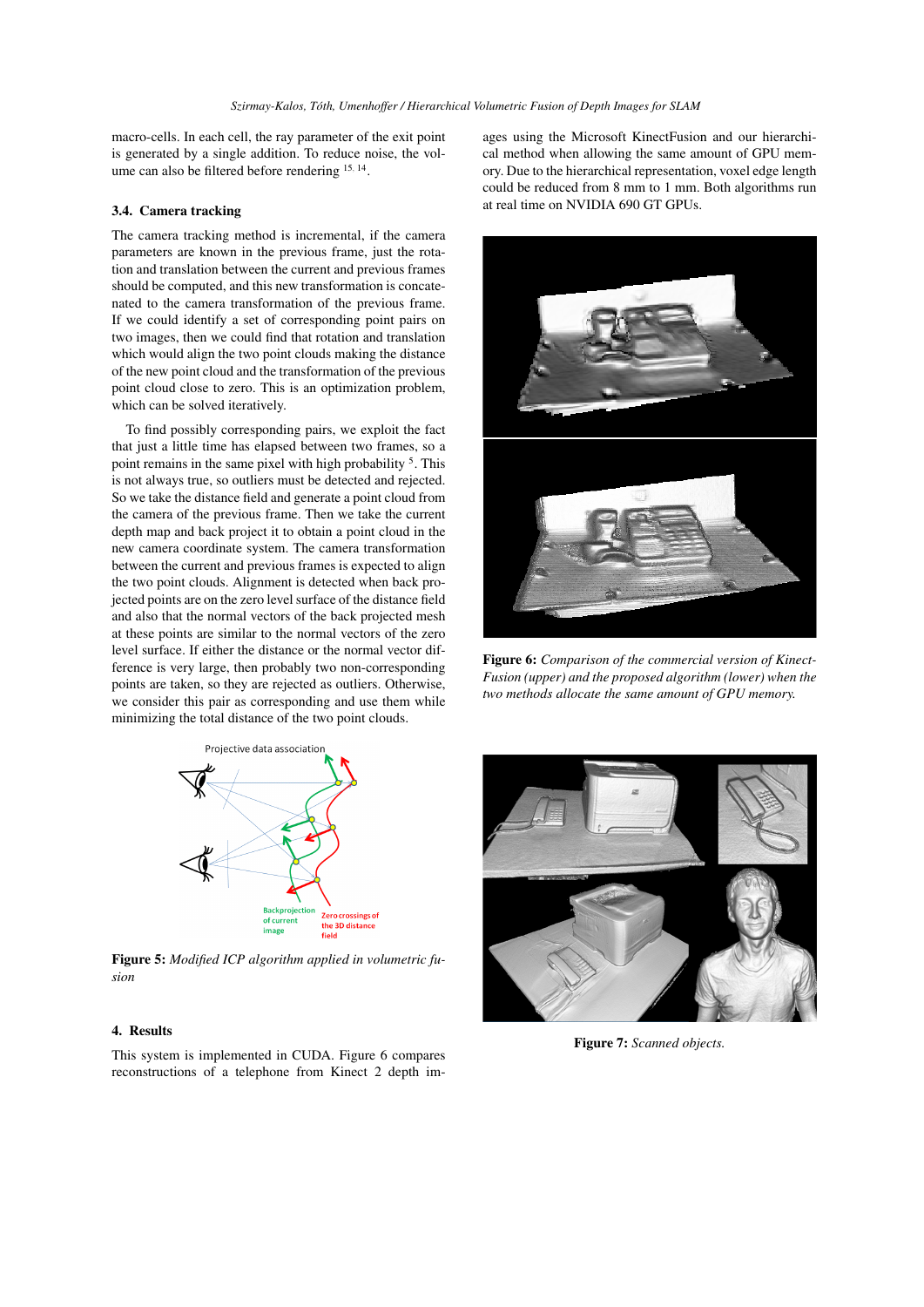macro-cells. In each cell, the ray parameter of the exit point is generated by a single addition. To reduce noise, the volume can also be filtered before rendering [15, 14].

### 3.4. Camera tracking

The camera tracking method is incremental, if the camera parameters are known in the previous frame, just the rotation and translation between the current and previous frames should be computed, and this new transformation is concatenated to the camera transformation of the previous frame. If we could identify a set of corresponding point pairs on two images, then we could find that rotation and translation which would align the two point clouds making the distance of the new point cloud and the transformation of the previous point cloud close to zero. This is an optimization problem, which can be solved iteratively.

To find possibly corresponding pairs, we exploit the fact that just a little time has elapsed between two frames, so a point remains in the same pixel with high probability [5]. This is not always true, so outliers must be detected and rejected. So we take the distance field and generate a point cloud from the camera of the previous frame. Then we take the current depth map and back project it to obtain a point cloud in the new camera coordinate system. The camera transformation between the current and previous frames is expected to align the two point clouds. Alignment is detected when back projected points are on the zero level surface of the distance field and also that the normal vectors of the back projected mesh at these points are similar to the normal vectors of the zero level surface. If either the distance or the normal vector difference is very large, then probably two non-corresponding points are taken, so they are rejected as outliers. Otherwise, we consider this pair as corresponding and use them while minimizing the total distance of the two point clouds.

**Figure 5:** *Modified ICP algorithm applied in volumetric fusion*

## 4. Results

This system is implemented in CUDA. Figure 6 compares reconstructions of a telephone from Kinect 2 depth images using the Microsoft KinectFusion and our hierarchical method when allowing the same amount of GPU memory. Due to the hierarchical representation, voxel edge length could be reduced from 8 mm to 1 mm. Both algorithms run at real time on NVIDIA 690 GT GPUs.

**Figure 6:** *Comparison of the commercial version of KinectFusion (upper) and the proposed algorithm (lower) when the two methods allocate the same amount of GPU memory.*

**Figure 7:** *Scanned objects.*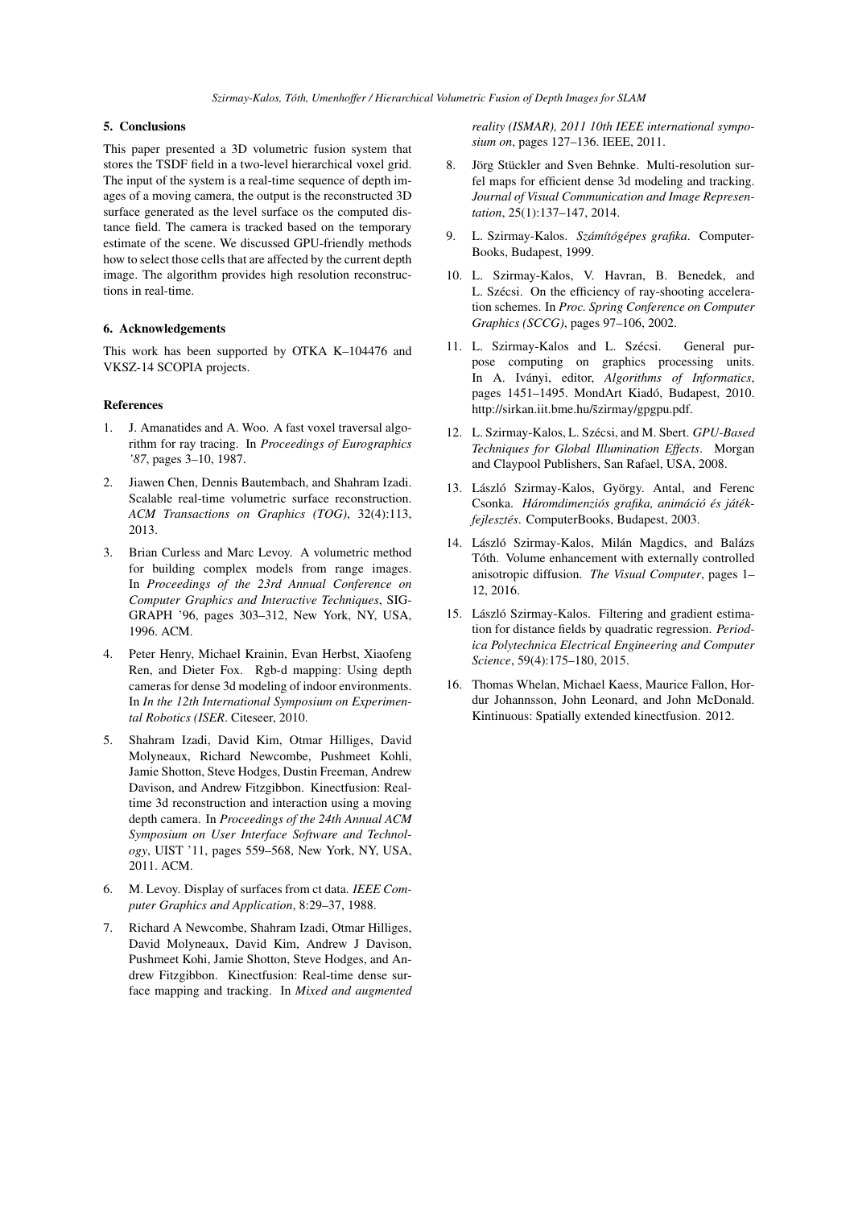## 5. Conclusions

This paper presented a 3D volumetric fusion system that stores the TSDF field in a two-level hierarchical voxel grid. The input of the system is a real-time sequence of depth images of a moving camera, the output is the reconstructed 3D surface generated as the level surface os the computed distance field. The camera is tracked based on the temporary estimate of the scene. We discussed GPU-friendly methods how to select those cells that are affected by the current depth image. The algorithm provides high resolution reconstructions in real-time.

## 6. Acknowledgements

This work has been supported by OTKA K–104476 and VKSZ-14 SCOPIA projects.

## References

1. J. Amanatides and A. Woo. A fast voxel traversal algorithm for ray tracing. In *Proceedings of Eurographics '87*, pages 3–10, 1987.
2. Jiawen Chen, Dennis Bautembach, and Shahram Izadi. Scalable real-time volumetric surface reconstruction. *ACM Transactions on Graphics (TOG)*, 32(4):113, 2013.
3. Brian Curless and Marc Levoy. A volumetric method for building complex models from range images. In *Proceedings of the 23rd Annual Conference on Computer Graphics and Interactive Techniques*, SIGGRAPH '96, pages 303–312, New York, NY, USA, 1996. ACM.
4. Peter Henry, Michael Krainin, Evan Herbst, Xiaofeng Ren, and Dieter Fox. Rgb-d mapping: Using depth cameras for dense 3d modeling of indoor environments. In *In the 12th International Symposium on Experimental Robotics (ISER*. Citeseer, 2010.
5. Shahram Izadi, David Kim, Otmar Hilliges, David Molyneaux, Richard Newcombe, Pushmeet Kohli, Jamie Shotton, Steve Hodges, Dustin Freeman, Andrew Davison, and Andrew Fitzgibbon. Kinectfusion: Real-time 3d reconstruction and interaction using a moving depth camera. In *Proceedings of the 24th Annual ACM Symposium on User Interface Software and Technology*, UIST '11, pages 559–568, New York, NY, USA, 2011. ACM.
6. M. Levoy. Display of surfaces from ct data. *IEEE Computer Graphics and Application*, 8:29–37, 1988.
7. Richard A Newcombe, Shahram Izadi, Otmar Hilliges, David Molyneaux, David Kim, Andrew J Davison, Pushmeet Kohi, Jamie Shotton, Steve Hodges, and Andrew Fitzgibbon. Kinectfusion: Real-time dense surface mapping and tracking. In *Mixed and augmented reality (ISMAR), 2011 10th IEEE international symposium on*, pages 127–136. IEEE, 2011.
8. Jörg Stückler and Sven Behnke. Multi-resolution surfel maps for efficient dense 3d modeling and tracking. *Journal of Visual Communication and Image Representation*, 25(1):137–147, 2014.
9. L. Szirmay-Kalos. *Számítógépes grafika*. ComputerBooks, Budapest, 1999.
10. L. Szirmay-Kalos, V. Havran, B. Benedek, and L. Szécsi. On the efficiency of ray-shooting acceleration schemes. In *Proc. Spring Conference on Computer Graphics (SCCG)*, pages 97–106, 2002.
11. L. Szirmay-Kalos and L. Szécsi. General purpose computing on graphics processing units. In A. Iványi, editor, *Algorithms of Informatics*, pages 1451–1495. MondArt Kiadó, Budapest, 2010. http://sirkan.iit.bme.hu/s̃zirmay/gpgpu.pdf.
12. L. Szirmay-Kalos, L. Szécsi, and M. Sbert. *GPU-Based Techniques for Global Illumination Effects*. Morgan and Claypool Publishers, San Rafael, USA, 2008.
13. László Szirmay-Kalos, György. Antal, and Ferenc Csonka. *Háromdimenziós grafika, animáció és játékfejlesztés*. ComputerBooks, Budapest, 2003.
14. László Szirmay-Kalos, Milán Magdics, and Balázs Tóth. Volume enhancement with externally controlled anisotropic diffusion. *The Visual Computer*, pages 1–12, 2016.
15. László Szirmay-Kalos. Filtering and gradient estimation for distance fields by quadratic regression. *Periodica Polytechnica Electrical Engineering and Computer Science*, 59(4):175–180, 2015.
16. Thomas Whelan, Michael Kaess, Maurice Fallon, Hordur Johannsson, John Leonard, and John McDonald. Kintinuous: Spatially extended kinectfusion. 2012.